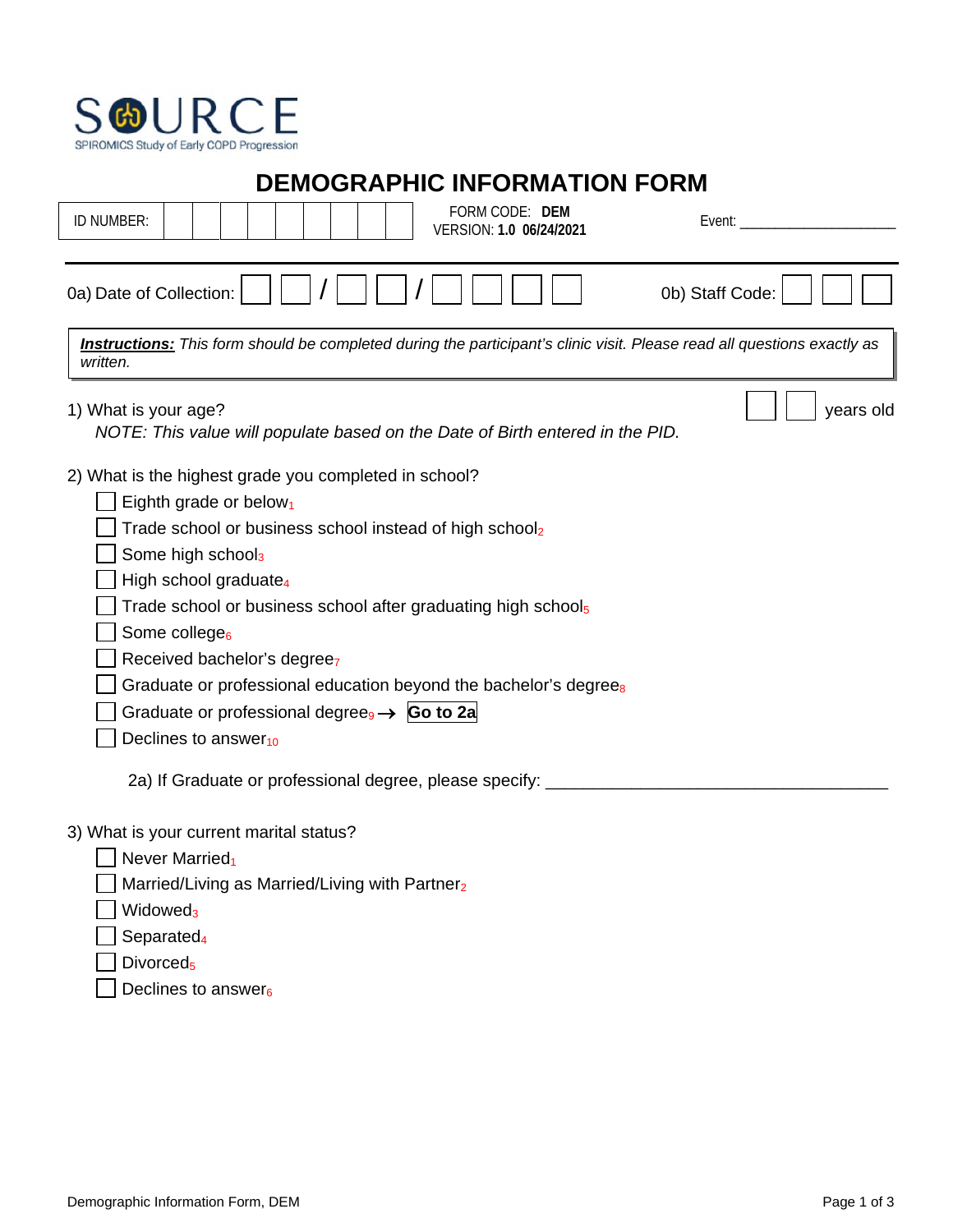SOURCE

SPIROMICS Study of Early COPD Progression

# DEMOGRAPHIC INFORMATION FORM

| ID NUMBER: | | | | | | | | | | FORM CODE: **DEM** VERSION: **1.0 06/24/2021** | Event: ____________________ |
|---|---|---|---|---|---|---|---|---|---|---|---|

0a) Date of Collection: ☐☐ / ☐☐ / ☐☐☐☐ 0b) Staff Code: ☐☐☐

***Instructions:*** *This form should be completed during the participant's clinic visit. Please read all questions exactly as written.*

1) What is your age? ☐☐ years old

*NOTE: This value will populate based on the Date of Birth entered in the PID.*

2) What is the highest grade you completed in school?

- ☐ Eighth grade or below1
- ☐ Trade school or business school instead of high school2
- ☐ Some high school3
- ☐ High school graduate4
- ☐ Trade school or business school after graduating high school5
- ☐ Some college6
- ☐ Received bachelor's degree7
- ☐ Graduate or professional education beyond the bachelor's degree8
- ☐ Graduate or professional degree9 → **Go to 2a**
- ☐ Declines to answer10

2a) If Graduate or professional degree, please specify: ____________________________________

3) What is your current marital status?

- ☐ Never Married1
- ☐ Married/Living as Married/Living with Partner2
- ☐ Widowed3
- ☐ Separated4
- ☐ Divorced5
- ☐ Declines to answer6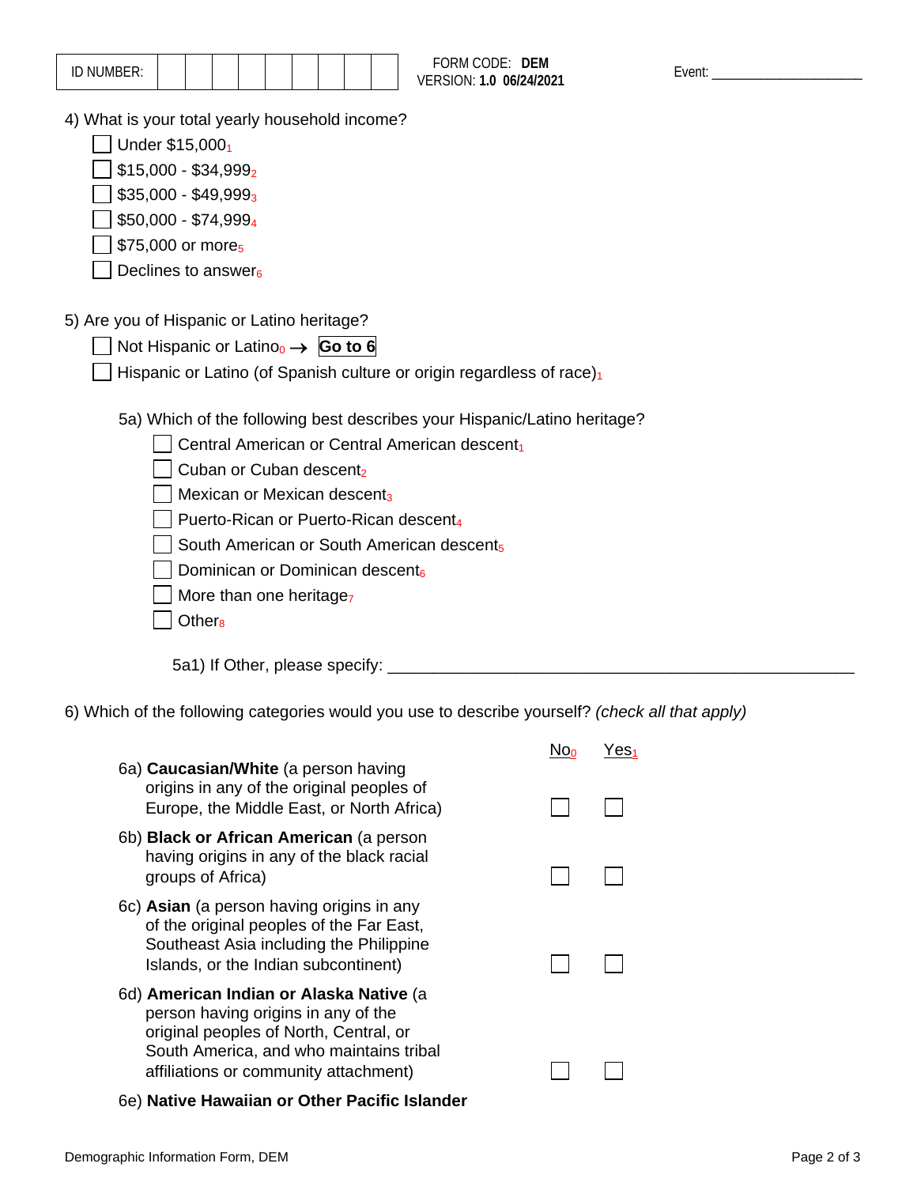| ID NUMBER: | | | | | | | | | |
|---|---|---|---|---|---|---|---|---|---|

FORM CODE: **DEM**
VERSION: **1.0 06/24/2021**

Event: ____________________

4) What is your total yearly household income?

- ☐ Under $15,000 $_{1}$
- ☐ $15,000 - $34,999 $_{2}$
- ☐ $35,000 - $49,999 $_{3}$
- ☐ $50,000 - $74,999 $_{4}$
- ☐ $75,000 or more $_{5}$
- ☐ Declines to answer $_{6}$

5) Are you of Hispanic or Latino heritage?

- ☐ Not Hispanic or Latino $_{0}$ → **Go to 6**
- ☐ Hispanic or Latino (of Spanish culture or origin regardless of race) $_{1}$

5a) Which of the following best describes your Hispanic/Latino heritage?

- ☐ Central American or Central American descent $_{1}$
- ☐ Cuban or Cuban descent $_{2}$
- ☐ Mexican or Mexican descent $_{3}$
- ☐ Puerto-Rican or Puerto-Rican descent $_{4}$
- ☐ South American or South American descent $_{5}$
- ☐ Dominican or Dominican descent $_{6}$
- ☐ More than one heritage $_{7}$
- ☐ Other $_{8}$

5a1) If Other, please specify: ____________________________________________________

6) Which of the following categories would you use to describe yourself? *(check all that apply)*

| | No $_{0}$ | Yes $_{1}$ |
|---|---|---|
| 6a) **Caucasian/White** (a person having origins in any of the original peoples of Europe, the Middle East, or North Africa) | ☐ | ☐ |
| 6b) **Black or African American** (a person having origins in any of the black racial groups of Africa) | ☐ | ☐ |
| 6c) **Asian** (a person having origins in any of the original peoples of the Far East, Southeast Asia including the Philippine Islands, or the Indian subcontinent) | ☐ | ☐ |
| 6d) **American Indian or Alaska Native** (a person having origins in any of the original peoples of North, Central, or South America, and who maintains tribal affiliations or community attachment) | ☐ | ☐ |
| 6e) **Native Hawaiian or Other Pacific Islander** | | |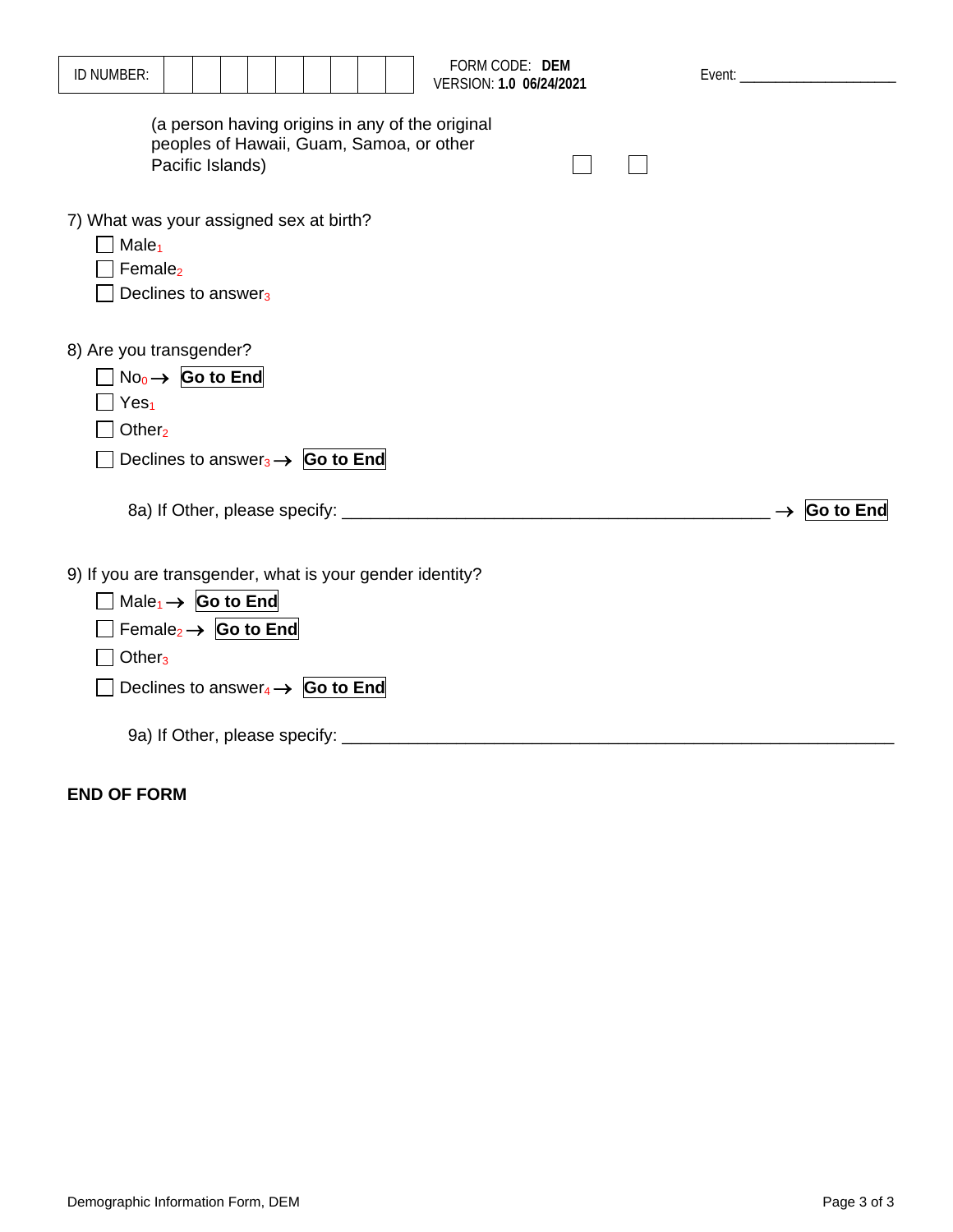| ID NUMBER: | | | | | | | | | | FORM CODE: **DEM** VERSION: **1.0 06/24/2021** | Event: ____________________ |
|---|---|---|---|---|---|---|---|---|---|---|---|

(a person having origins in any of the original peoples of Hawaii, Guam, Samoa, or other Pacific Islands) ☐ ☐

7) What was your assigned sex at birth?

- ☐ Male1
- ☐ Female2
- ☐ Declines to answer3

8) Are you transgender?

- ☐ No0 → **Go to End**
- ☐ Yes1
- ☐ Other2
- ☐ Declines to answer3 → **Go to End**

8a) If Other, please specify: ____________________________________________ → **Go to End**

9) If you are transgender, what is your gender identity?

- ☐ Male1 → **Go to End**
- ☐ Female2 → **Go to End**
- ☐ Other3
- ☐ Declines to answer4 → **Go to End**

9a) If Other, please specify: ________________________________________________________

**END OF FORM**

Demographic Information Form, DEM